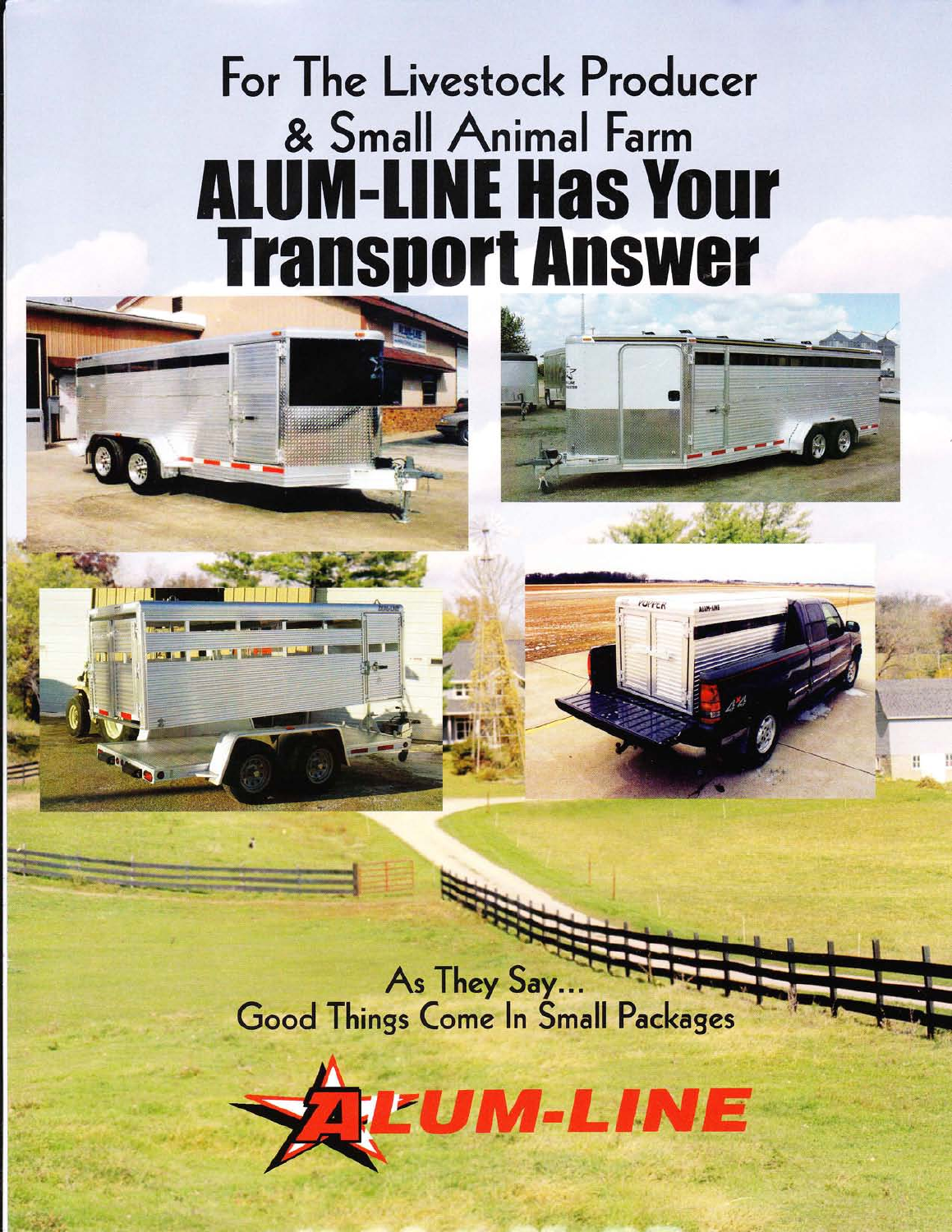# For The Livestock Producer & Small Animal Farm

# ALUM-LINE Has Your Transport Answer

As They Say...
Good Things Come In Small Packages

ALUM-LINE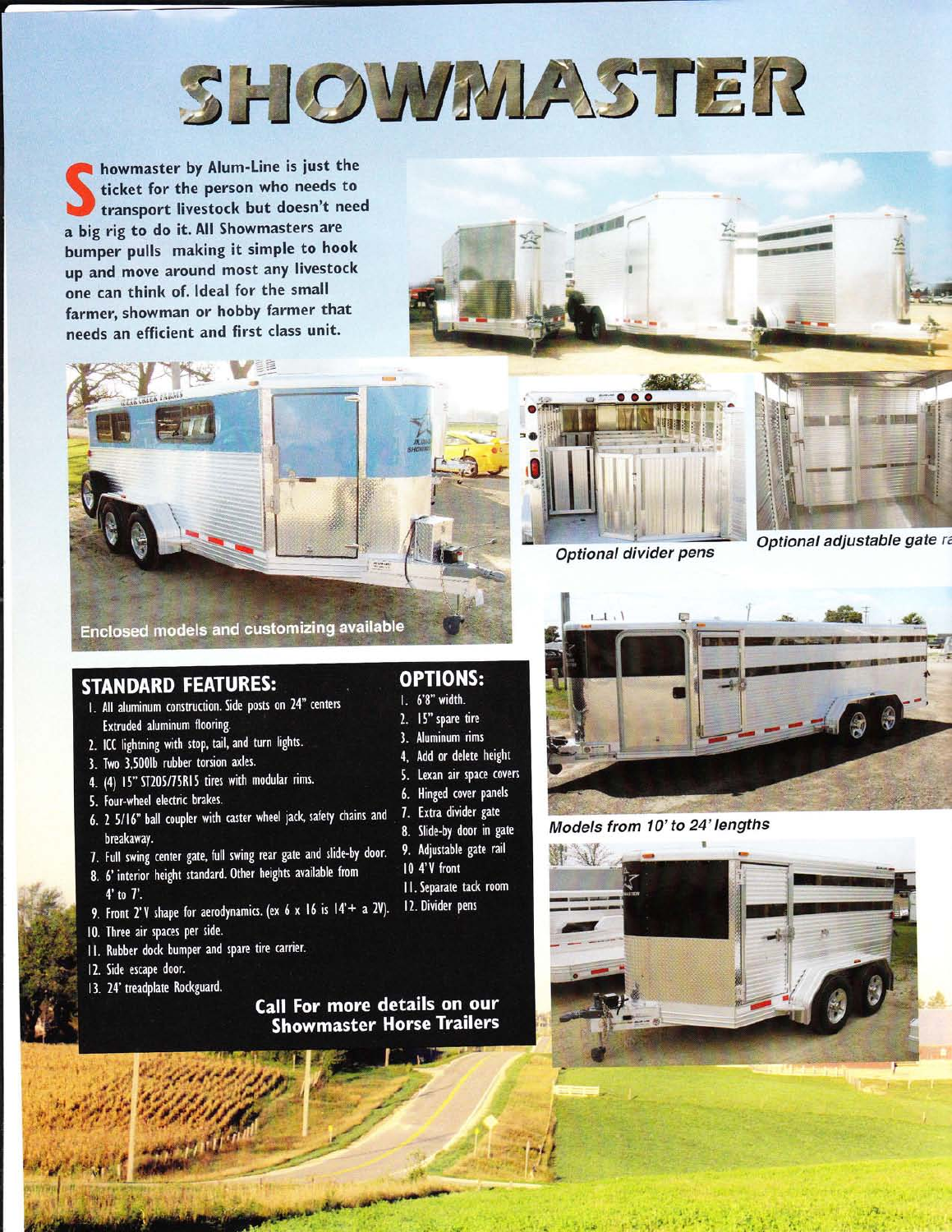# SHOWMASTER

**Showmaster by Alum-Line is just the ticket for the person who needs to transport livestock but doesn't need a big rig to do it. All Showmasters are bumper pulls making it simple to hook up and move around most any livestock one can think of. Ideal for the small farmer, showman or hobby farmer that needs an efficient and first class unit.**

Enclosed models and customizing available

*Optional divider pens*

*Optional adjustable gate ra*

*Models from 10' to 24' lengths*

## STANDARD FEATURES:

1. All aluminum construction. Side posts on 24" centers Extruded aluminum flooring.
2. ICC lightning with stop, tail, and turn lights.
3. Two 3,500lb rubber torsion axles.
4. (4) 15" ST205/75R15 tires with modular rims.
5. Four-wheel electric brakes.
6. 2 5/16" ball coupler with caster wheel jack, safety chains and breakaway.
7. Full swing center gate, full swing rear gate and slide-by door.
8. 6' interior height standard. Other heights available from 4' to 7'.
9. Front 2' V shape for aerodynamics. (ex 6 x 16 is 14' + a 2V).
10. Three air spaces per side.
11. Rubber dock bumper and spare tire carrier.
12. Side escape door.
13. 24' treadplate Rockguard.

## OPTIONS:

1. 6'8" width.
2. 15" spare tire
3. Aluminum rims
4. Add or delete height
5. Lexan air space covers
6. Hinged cover panels
7. Extra divider gate
8. Slide-by door in gate
9. Adjustable gate rail
10. 4'V front
11. Separate tack room
12. Divider pens

**Call For more details on our Showmaster Horse Trailers**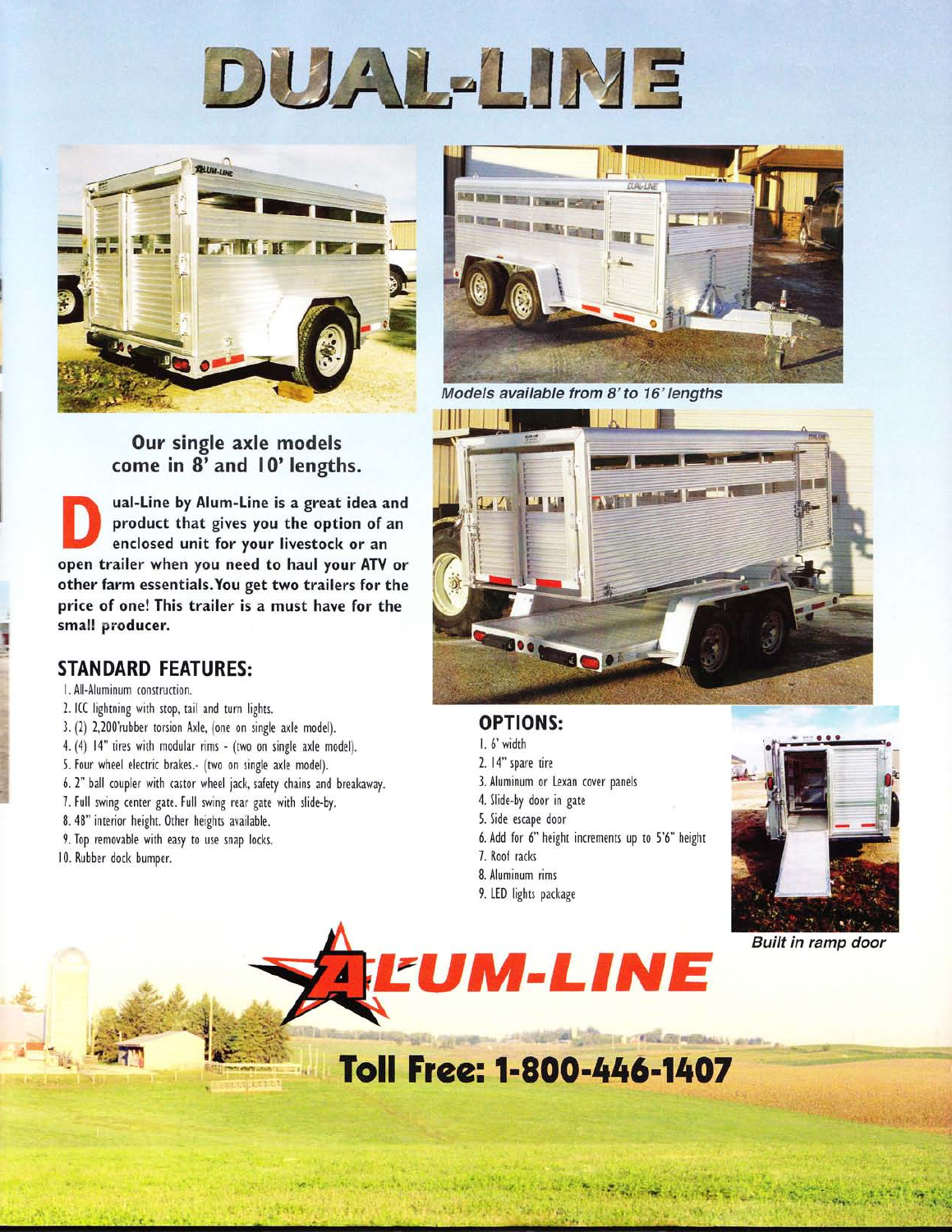// DUAL-LINE

*Models available from 8' to 16' lengths*

**Our single axle models come in 8' and 10' lengths.**

**Dual-Line by Alum-Line is a great idea and product that gives you the option of an enclosed unit for your livestock or an open trailer when you need to haul your ATV or other farm essentials. You get two trailers for the price of one! This trailer is a must have for the small producer.**

## STANDARD FEATURES:

1. All-Aluminum construction.
2. ICC lightning with stop, tail and turn lights.
3. (2) 2,200'rubber torsion Axle, (one on single axle model).
4. (4) 14" tires with modular rims - (two on single axle model).
5. Four wheel electric brakes.- (two on single axle model).
6. 2" ball coupler with castor wheel jack, safety chains and breakaway.
7. Full swing center gate. Full swing rear gate with slide-by.
8. 48" interior height. Other heights available.
9. Top removable with easy to use snap locks.
10. Rubber dock bumper.

## OPTIONS:

1. 6' width
2. 14" spare tire
3. Aluminum or Lexan cover panels
4. Slide-by door in gate
5. Side escape door
6. Add for 6" height increments up to 5'6" height
7. Roof racks
8. Aluminum rims
9. LED lights package

*Built in ramp door*

ALUM-LINE

**Toll Free: 1-800-446-1407**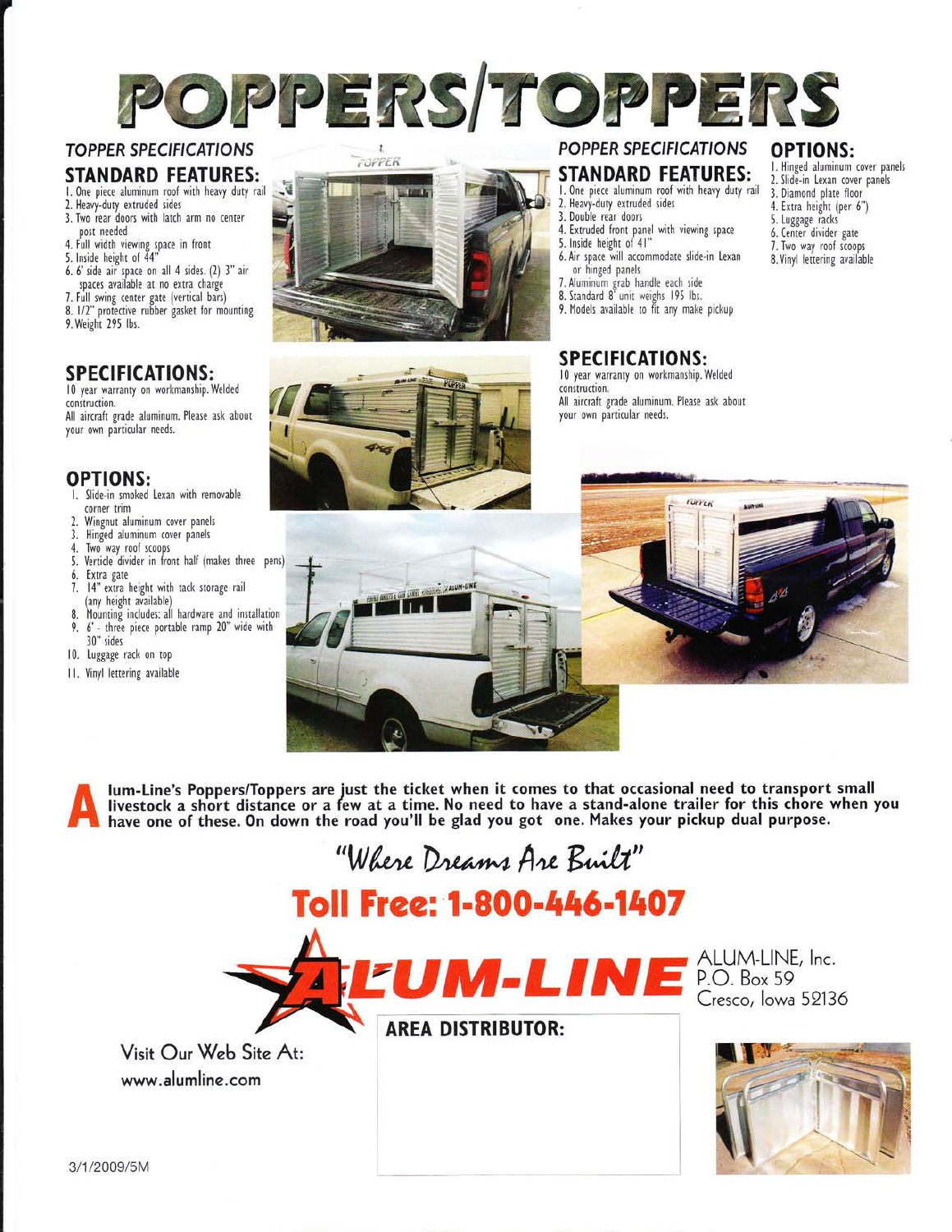# POPPERS/TOPPERS

## TOPPER SPECIFICATIONS

### STANDARD FEATURES:

1. One piece aluminum roof with heavy duty rail
2. Heavy-duty extruded sides
3. Two rear doors with latch arm no center post needed
4. Full width viewing space in front
5. Inside height of 44"
6. 6' side air space on all 4 sides. (2) 3" air spaces available at no extra charge
7. Full swing center gate (vertical bars)
8. 1/2" protective rubber gasket for mounting
9. Weight 295 lbs.

### SPECIFICATIONS:

10 year warranty on workmanship. Welded construction.
All aircraft grade aluminum. Please ask about your own particular needs.

### OPTIONS:

1. Slide-in smoked Lexan with removable corner trim
2. Wingnut aluminum cover panels
3. Hinged aluminum cover panels
4. Two way roof scoops
5. Verticle divider in front half (makes three pens)
6. Extra gate
7. 14" extra height with tack storage rail (any height available)
8. Mounting includes: all hardware and installation
9. 6' - three piece portable ramp 20" wide with 30" sides
10. Luggage rack on top
11. Vinyl lettering available

## POPPER SPECIFICATIONS

### STANDARD FEATURES:

1. One piece aluminum roof with heavy duty rail
2. Heavy-duty extruded sides
3. Double rear doors
4. Extruded front panel with viewing space
5. Inside height of 41"
6. Air space will accommodate slide-in Lexan or hinged panels
7. Aluminum grab handle each side
8. Standard 8' unit weighs 195 lbs.
9. Models available to fit any make pickup

### OPTIONS:

1. Hinged aluminum cover panels
2. Slide-in Lexan cover panels
3. Diamond plate floor
4. Extra height (per 6")
5. Luggage racks
6. Center divider gate
7. Two way roof scoops
8. Vinyl lettering available

### SPECIFICATIONS:

10 year warranty on workmanship. Welded construction.
All aircraft grade aluminum. Please ask about your own particular needs.

**Alum-Line's Poppers/Toppers are just the ticket when it comes to that occasional need to transport small livestock a short distance or a few at a time. No need to have a stand-alone trailer for this chore when you have one of these. On down the road you'll be glad you got one. Makes your pickup dual purpose.**

*"Where Dreams Are Built"*

**Toll Free: 1-800-446-1407**

ALUM-LINE

ALUM-LINE, Inc.
P.O. Box 59
Cresco, Iowa 52136

**AREA DISTRIBUTOR:**

Visit Our Web Site At:
www.alumline.com

3/1/2009/5M